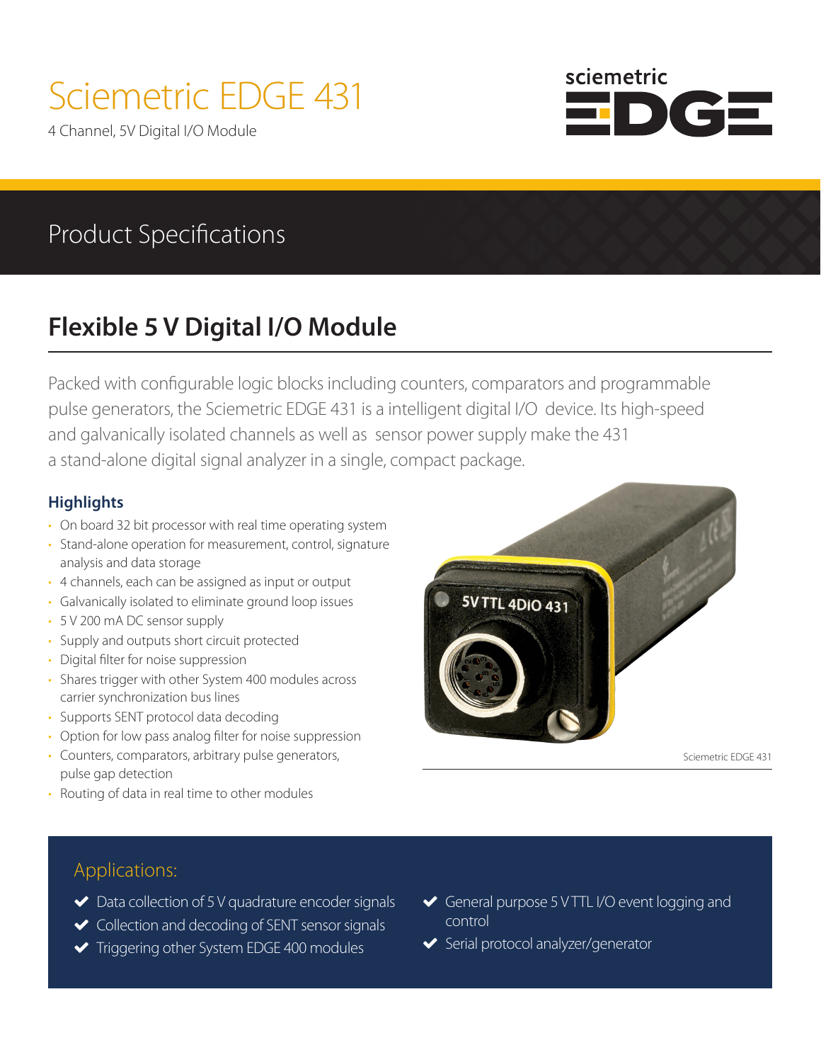# Sciemetric EDGE 431

4 Channel, 5V Digital I/O Module

## Product Specifications

## Flexible 5 V Digital I/O Module

Packed with configurable logic blocks including counters, comparators and programmable pulse generators, the Sciemetric EDGE 431 is a intelligent digital I/O device. Its high-speed and galvanically isolated channels as well as sensor power supply make the 431 a stand-alone digital signal analyzer in a single, compact package.

### Highlights

- On board 32 bit processor with real time operating system
- Stand-alone operation for measurement, control, signature analysis and data storage
- 4 channels, each can be assigned as input or output
- Galvanically isolated to eliminate ground loop issues
- 5 V 200 mA DC sensor supply
- Supply and outputs short circuit protected
- Digital filter for noise suppression
- Shares trigger with other System 400 modules across carrier synchronization bus lines
- Supports SENT protocol data decoding
- Option for low pass analog filter for noise suppression
- Counters, comparators, arbitrary pulse generators, pulse gap detection
- Routing of data in real time to other modules

Sciemetric EDGE 431

### Applications:

- Data collection of 5 V quadrature encoder signals
- Collection and decoding of SENT sensor signals
- Triggering other System EDGE 400 modules
- General purpose 5 V TTL I/O event logging and control
- Serial protocol analyzer/generator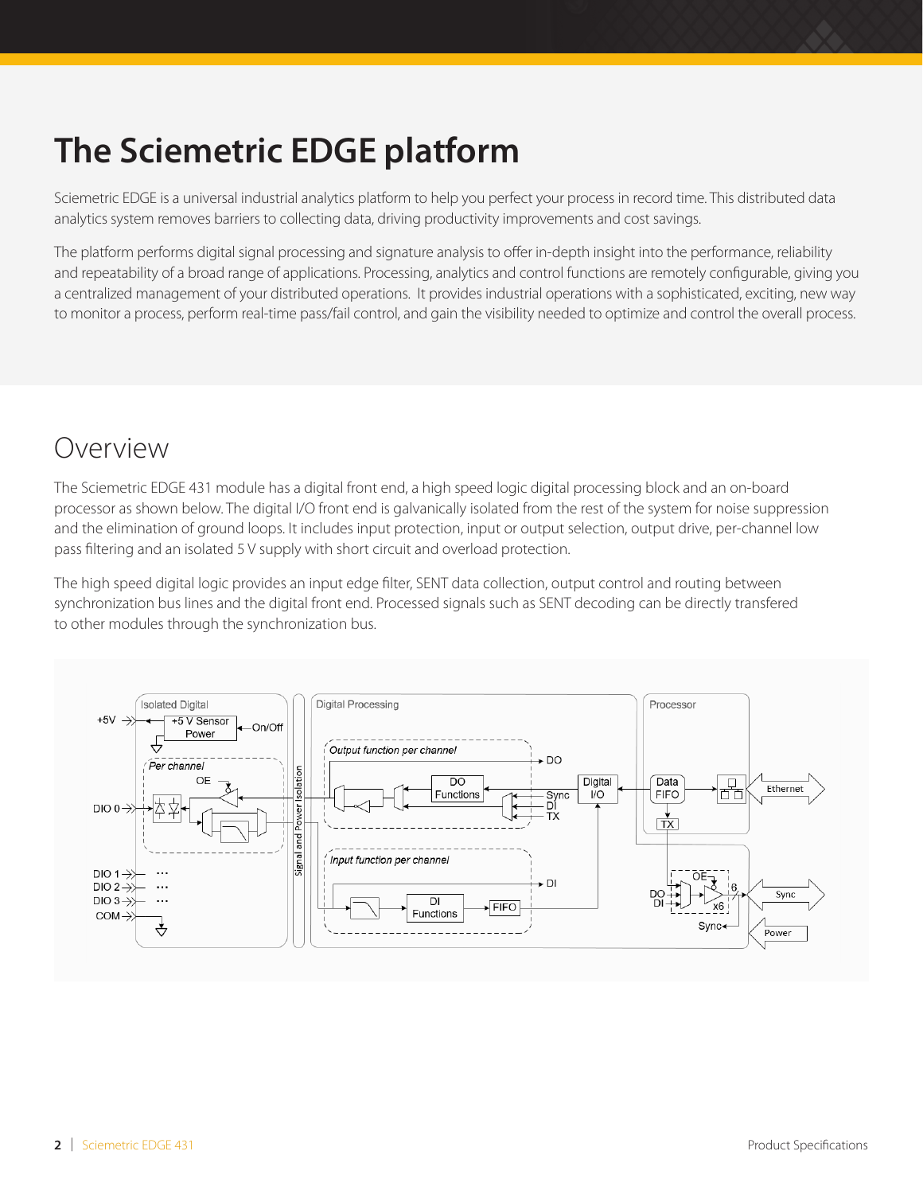# The Sciemetric EDGE platform

Sciemetric EDGE is a universal industrial analytics platform to help you perfect your process in record time. This distributed data analytics system removes barriers to collecting data, driving productivity improvements and cost savings.

The platform performs digital signal processing and signature analysis to offer in-depth insight into the performance, reliability and repeatability of a broad range of applications. Processing, analytics and control functions are remotely configurable, giving you a centralized management of your distributed operations.  It provides industrial operations with a sophisticated, exciting, new way to monitor a process, perform real-time pass/fail control, and gain the visibility needed to optimize and control the overall process.

## Overview

The Sciemetric EDGE 431 module has a digital front end, a high speed logic digital processing block and an on-board processor as shown below. The digital I/O front end is galvanically isolated from the rest of the system for noise suppression and the elimination of ground loops. It includes input protection, input or output selection, output drive, per-channel low pass filtering and an isolated 5 V supply with short circuit and overload protection.

The high speed digital logic provides an input edge filter, SENT data collection, output control and routing between synchronization bus lines and the digital front end. Processed signals such as SENT decoding can be directly transfered to other modules through the synchronization bus.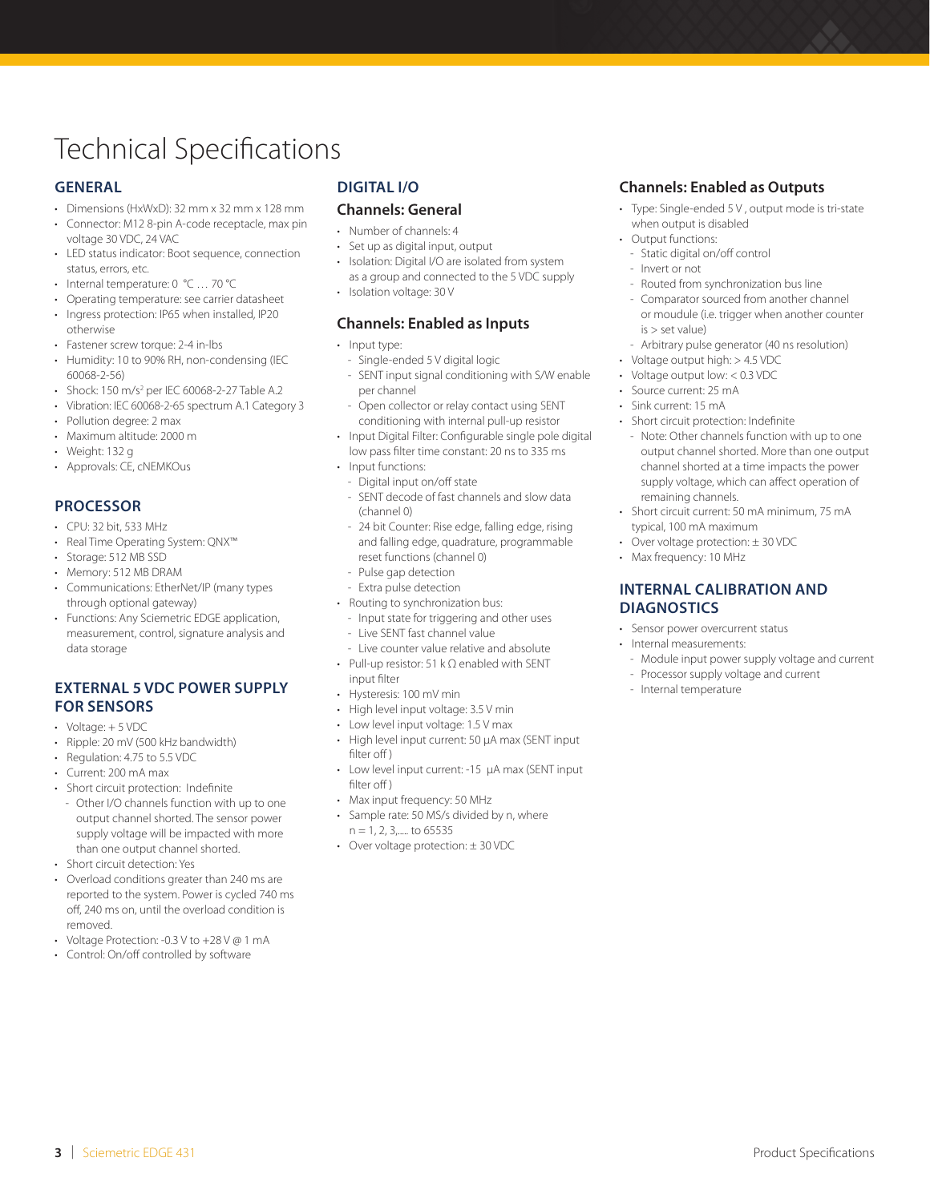# Technical Specifications

## GENERAL

- Dimensions (HxWxD): 32 mm x 32 mm x 128 mm
- Connector: M12 8-pin A-code receptacle, max pin voltage 30 VDC, 24 VAC
- LED status indicator: Boot sequence, connection status, errors, etc.
- Internal temperature: 0 °C … 70 °C
- Operating temperature: see carrier datasheet
- Ingress protection: IP65 when installed, IP20 otherwise
- Fastener screw torque: 2-4 in-lbs
- Humidity: 10 to 90% RH, non-condensing (IEC 60068-2-56)
- Shock: 150 $m/s^2$ per IEC 60068-2-27 Table A.2
- Vibration: IEC 60068-2-65 spectrum A.1 Category 3
- Pollution degree: 2 max
- Maximum altitude: 2000 m
- Weight: 132 g
- Approvals: CE, cNEMKOus

## PROCESSOR

- CPU: 32 bit, 533 MHz
- Real Time Operating System: QNX™
- Storage: 512 MB SSD
- Memory: 512 MB DRAM
- Communications: EtherNet/IP (many types through optional gateway)
- Functions: Any Sciemetric EDGE application, measurement, control, signature analysis and data storage

## EXTERNAL 5 VDC POWER SUPPLY FOR SENSORS

- Voltage: + 5 VDC
- Ripple: 20 mV (500 kHz bandwidth)
- Regulation: 4.75 to 5.5 VDC
- Current: 200 mA max
- Short circuit protection: Indefinite
  - Other I/O channels function with up to one output channel shorted. The sensor power supply voltage will be impacted with more than one output channel shorted.
- Short circuit detection: Yes
- Overload conditions greater than 240 ms are reported to the system. Power is cycled 740 ms off, 240 ms on, until the overload condition is removed.
- Voltage Protection: -0.3 V to +28 V @ 1 mA
- Control: On/off controlled by software

## DIGITAL I/O

### Channels: General

- Number of channels: 4
- Set up as digital input, output
- Isolation: Digital I/O are isolated from system as a group and connected to the 5 VDC supply
- Isolation voltage: 30 V

### Channels: Enabled as Inputs

- Input type:
  - Single-ended 5 V digital logic
  - SENT input signal conditioning with S/W enable per channel
  - Open collector or relay contact using SENT conditioning with internal pull-up resistor
- Input Digital Filter: Configurable single pole digital low pass filter time constant: 20 ns to 335 ms
- Input functions:
  - Digital input on/off state
  - SENT decode of fast channels and slow data (channel 0)
  - 24 bit Counter: Rise edge, falling edge, rising and falling edge, quadrature, programmable reset functions (channel 0)
  - Pulse gap detection
  - Extra pulse detection
- Routing to synchronization bus:
  - Input state for triggering and other uses
  - Live SENT fast channel value
  - Live counter value relative and absolute
- Pull-up resistor: 51 k Ω enabled with SENT input filter
- Hysteresis: 100 mV min
- High level input voltage: 3.5 V min
- Low level input voltage: 1.5 V max
- High level input current: 50 µA max (SENT input filter off )
- Low level input current: -15 µA max (SENT input filter off )
- Max input frequency: 50 MHz
- Sample rate: 50 MS/s divided by n, where n = 1, 2, 3,..... to 65535
- Over voltage protection: ± 30 VDC

### Channels: Enabled as Outputs

- Type: Single-ended 5 V , output mode is tri-state when output is disabled
- Output functions:
  - Static digital on/off control
  - Invert or not
  - Routed from synchronization bus line
  - Comparator sourced from another channel or moudule (i.e. trigger when another counter is > set value)
  - Arbitrary pulse generator (40 ns resolution)
- Voltage output high: > 4.5 VDC
- Voltage output low: < 0.3 VDC
- Source current: 25 mA
- Sink current: 15 mA
- Short circuit protection: Indefinite
  - Note: Other channels function with up to one output channel shorted. More than one output channel shorted at a time impacts the power supply voltage, which can affect operation of remaining channels.
- Short circuit current: 50 mA minimum, 75 mA typical, 100 mA maximum
- Over voltage protection: ± 30 VDC
- Max frequency: 10 MHz

## INTERNAL CALIBRATION AND DIAGNOSTICS

- Sensor power overcurrent status
- Internal measurements:
  - Module input power supply voltage and current
  - Processor supply voltage and current
  - Internal temperature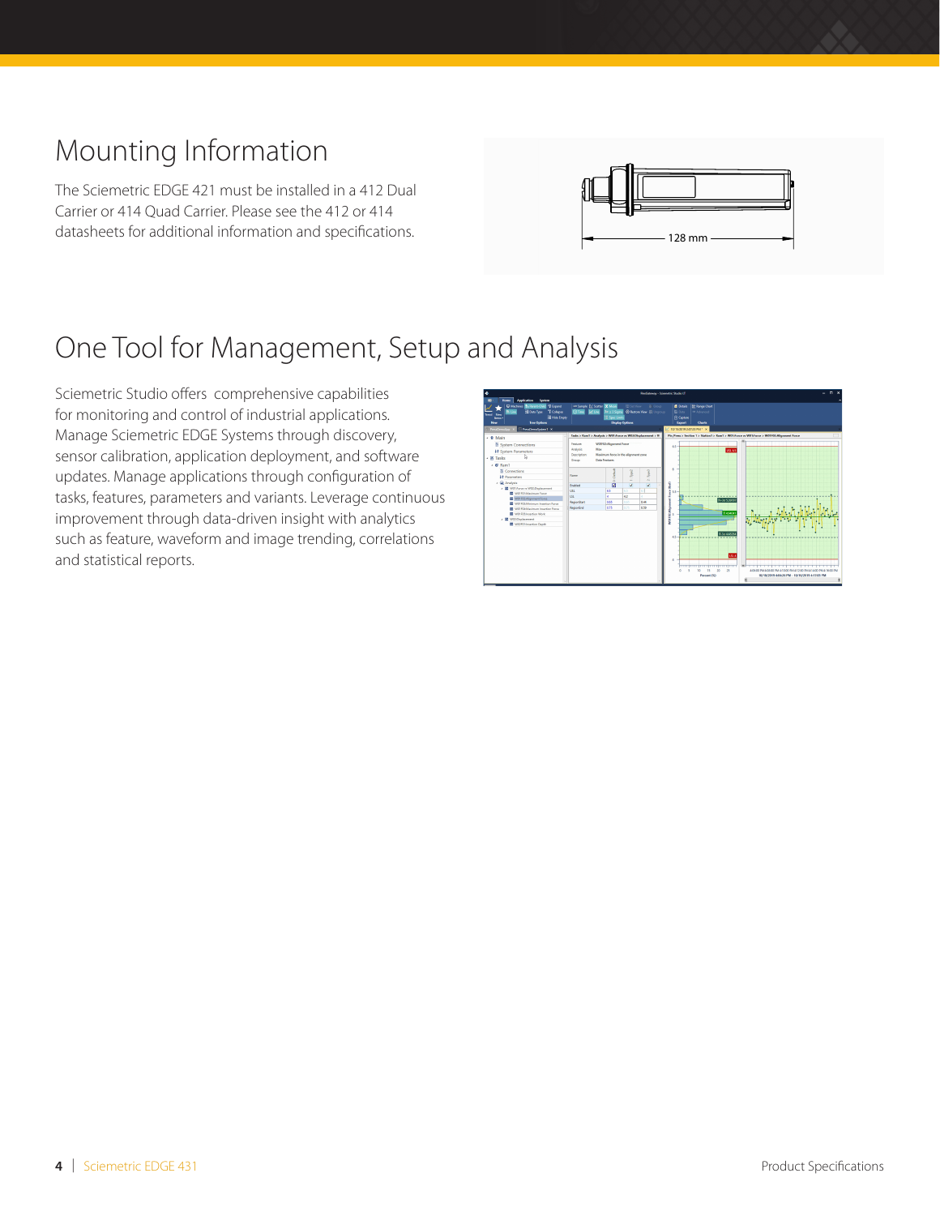## Mounting Information

The Sciemetric EDGE 421 must be installed in a 412 Dual Carrier or 414 Quad Carrier. Please see the 412 or 414 datasheets for additional information and specifications.

## One Tool for Management, Setup and Analysis

Sciemetric Studio offers comprehensive capabilities for monitoring and control of industrial applications. Manage Sciemetric EDGE Systems through discovery, sensor calibration, application deployment, and software updates. Manage applications through configuration of tasks, features, parameters and variants. Leverage continuous improvement through data-driven insight with analytics such as feature, waveform and image trending, correlations and statistical reports.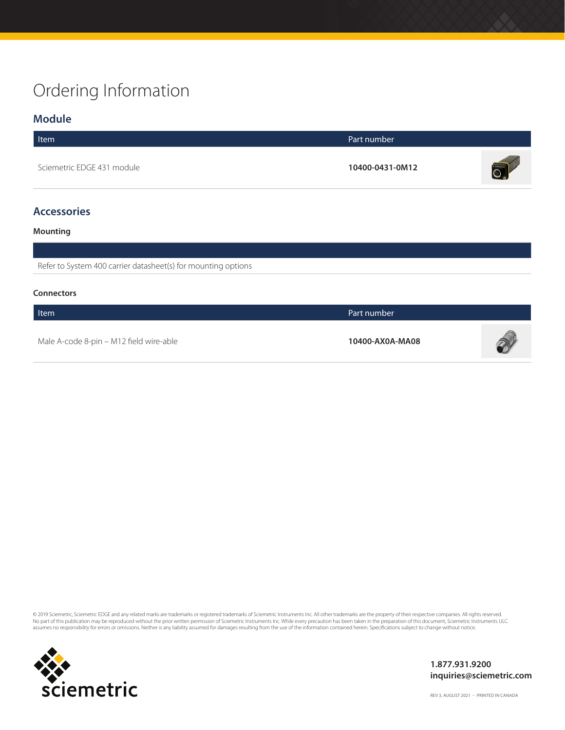# Ordering Information

## Module

| Item | Part number |
| --- | --- |
| Sciemetric EDGE 431 module | **10400-0431-0M12** |

## Accessories

### Mounting

| |
| --- |
| Refer to System 400 carrier datasheet(s) for mounting options |

### Connectors

| Item | Part number |
| --- | --- |
| Male A-code 8-pin – M12 field wire-able | **10400-AX0A-MA08** |

© 2019 Sciemetric, Sciemetric EDGE and any related marks are trademarks or registered trademarks of Sciemetric Instruments Inc. All other trademarks are the property of their respective companies. All rights reserved. No part of this publication may be reproduced without the prior written permission of Sciemetric Instruments Inc. While every precaution has been taken in the preparation of this document, Sciemetric Instruments ULC. assumes no responsibility for errors or omissions. Neither is any liability assumed for damages resulting from the use of the information contained herein. Specifications subject to change without notice.

sciemetric

**1.877.931.9200**
**inquiries@sciemetric.com**

REV 3, AUGUST 2021 – PRINTED IN CANADA